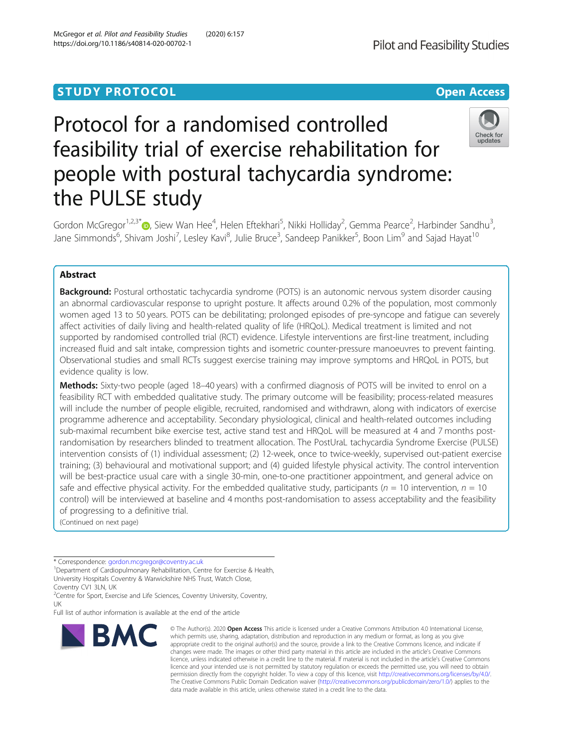STUDY PROTOCOL

Open Access

# Protocol for a randomised controlled feasibility trial of exercise rehabilitation for people with postural tachycardia syndrome: the PULSE study

Gordon McGregor[1,2,3*], Siew Wan Hee[4], Helen Eftekhari[5], Nikki Holliday[2], Gemma Pearce[2], Harbinder Sandhu[3], Jane Simmonds[6], Shivam Joshi[7], Lesley Kavi[8], Julie Bruce[3], Sandeep Panikker[5], Boon Lim[9] and Sajad Hayat[10]

## Abstract

**Background:** Postural orthostatic tachycardia syndrome (POTS) is an autonomic nervous system disorder causing an abnormal cardiovascular response to upright posture. It affects around 0.2% of the population, most commonly women aged 13 to 50 years. POTS can be debilitating; prolonged episodes of pre-syncope and fatigue can severely affect activities of daily living and health-related quality of life (HRQoL). Medical treatment is limited and not supported by randomised controlled trial (RCT) evidence. Lifestyle interventions are first-line treatment, including increased fluid and salt intake, compression tights and isometric counter-pressure manoeuvres to prevent fainting. Observational studies and small RCTs suggest exercise training may improve symptoms and HRQoL in POTS, but evidence quality is low.

**Methods:** Sixty-two people (aged 18–40 years) with a confirmed diagnosis of POTS will be invited to enrol on a feasibility RCT with embedded qualitative study. The primary outcome will be feasibility; process-related measures will include the number of people eligible, recruited, randomised and withdrawn, along with indicators of exercise programme adherence and acceptability. Secondary physiological, clinical and health-related outcomes including sub-maximal recumbent bike exercise test, active stand test and HRQoL will be measured at 4 and 7 months post-randomisation by researchers blinded to treatment allocation. The PostUraL tachycardia Syndrome Exercise (PULSE) intervention consists of (1) individual assessment; (2) 12-week, once to twice-weekly, supervised out-patient exercise training; (3) behavioural and motivational support; and (4) guided lifestyle physical activity. The control intervention will be best-practice usual care with a single 30-min, one-to-one practitioner appointment, and general advice on safe and effective physical activity. For the embedded qualitative study, participants ($n$ = 10 intervention, $n$ = 10 control) will be interviewed at baseline and 4 months post-randomisation to assess acceptability and the feasibility of progressing to a definitive trial.

(Continued on next page)

* Correspondence: gordon.mcgregor@coventry.ac.uk

[1]Department of Cardiopulmonary Rehabilitation, Centre for Exercise & Health, University Hospitals Coventry & Warwickshire NHS Trust, Watch Close, Coventry CV1 3LN, UK

[2]Centre for Sport, Exercise and Life Sciences, Coventry University, Coventry, UK

Full list of author information is available at the end of the article

© The Author(s). 2020 **Open Access** This article is licensed under a Creative Commons Attribution 4.0 International License, which permits use, sharing, adaptation, distribution and reproduction in any medium or format, as long as you give appropriate credit to the original author(s) and the source, provide a link to the Creative Commons licence, and indicate if changes were made. The images or other third party material in this article are included in the article's Creative Commons licence, unless indicated otherwise in a credit line to the material. If material is not included in the article's Creative Commons licence and your intended use is not permitted by statutory regulation or exceeds the permitted use, you will need to obtain permission directly from the copyright holder. To view a copy of this licence, visit http://creativecommons.org/licenses/by/4.0/. The Creative Commons Public Domain Dedication waiver (http://creativecommons.org/publicdomain/zero/1.0/) applies to the data made available in this article, unless otherwise stated in a credit line to the data.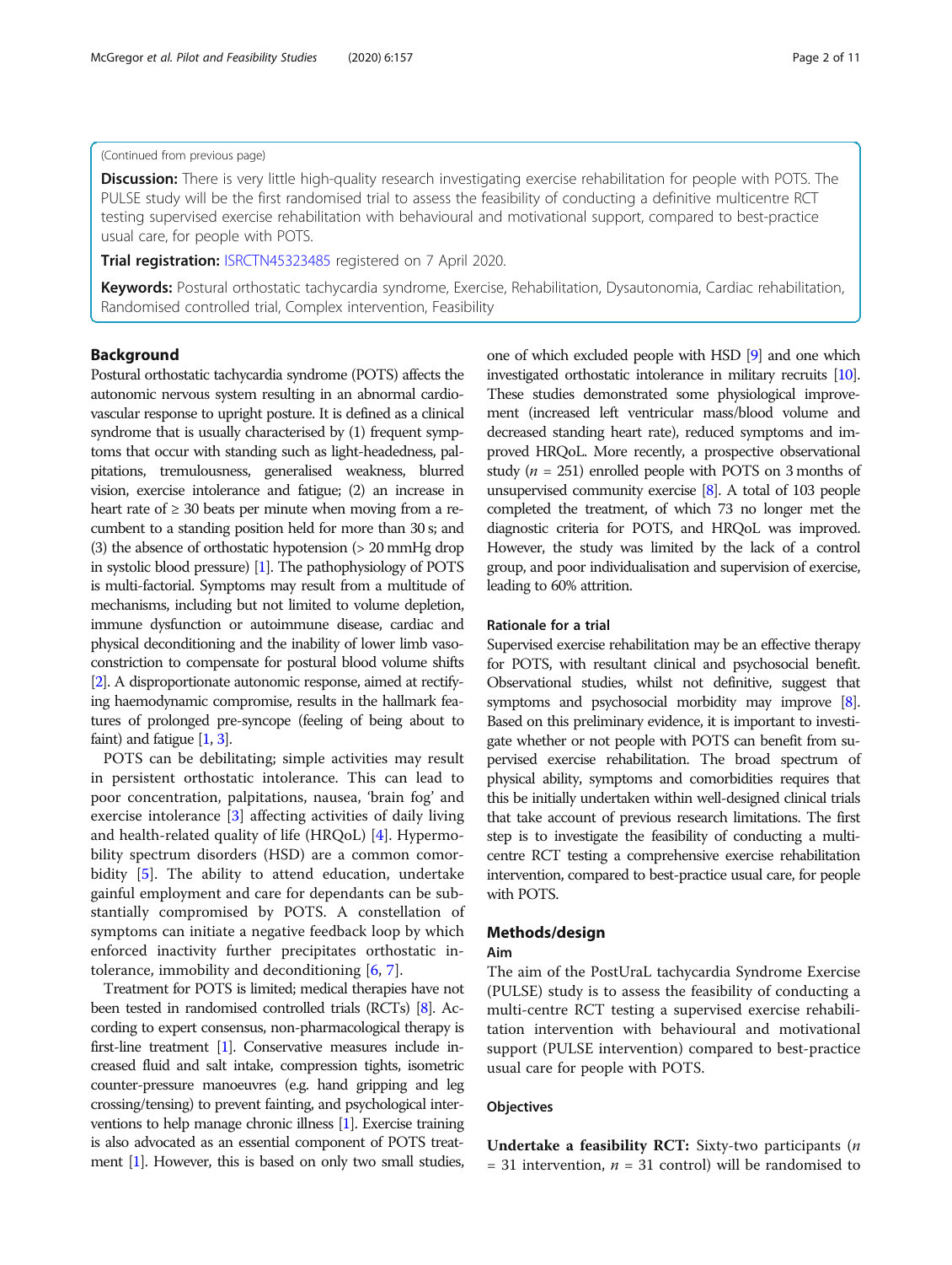(Continued from previous page)

**Discussion:** There is very little high-quality research investigating exercise rehabilitation for people with POTS. The PULSE study will be the first randomised trial to assess the feasibility of conducting a definitive multicentre RCT testing supervised exercise rehabilitation with behavioural and motivational support, compared to best-practice usual care, for people with POTS.

**Trial registration:** ISRCTN45323485 registered on 7 April 2020.

**Keywords:** Postural orthostatic tachycardia syndrome, Exercise, Rehabilitation, Dysautonomia, Cardiac rehabilitation, Randomised controlled trial, Complex intervention, Feasibility

## Background

Postural orthostatic tachycardia syndrome (POTS) affects the autonomic nervous system resulting in an abnormal cardiovascular response to upright posture. It is defined as a clinical syndrome that is usually characterised by (1) frequent symptoms that occur with standing such as light-headedness, palpitations, tremulousness, generalised weakness, blurred vision, exercise intolerance and fatigue; (2) an increase in heart rate of ≥ 30 beats per minute when moving from a recumbent to a standing position held for more than 30 s; and (3) the absence of orthostatic hypotension (> 20 mmHg drop in systolic blood pressure) [1]. The pathophysiology of POTS is multi-factorial. Symptoms may result from a multitude of mechanisms, including but not limited to volume depletion, immune dysfunction or autoimmune disease, cardiac and physical deconditioning and the inability of lower limb vasoconstriction to compensate for postural blood volume shifts [2]. A disproportionate autonomic response, aimed at rectifying haemodynamic compromise, results in the hallmark features of prolonged pre-syncope (feeling of being about to faint) and fatigue [1, 3].

POTS can be debilitating; simple activities may result in persistent orthostatic intolerance. This can lead to poor concentration, palpitations, nausea, 'brain fog' and exercise intolerance [3] affecting activities of daily living and health-related quality of life (HRQoL) [4]. Hypermobility spectrum disorders (HSD) are a common comorbidity [5]. The ability to attend education, undertake gainful employment and care for dependants can be substantially compromised by POTS. A constellation of symptoms can initiate a negative feedback loop by which enforced inactivity further precipitates orthostatic intolerance, immobility and deconditioning [6, 7].

Treatment for POTS is limited; medical therapies have not been tested in randomised controlled trials (RCTs) [8]. According to expert consensus, non-pharmacological therapy is first-line treatment [1]. Conservative measures include increased fluid and salt intake, compression tights, isometric counter-pressure manoeuvres (e.g. hand gripping and leg crossing/tensing) to prevent fainting, and psychological interventions to help manage chronic illness [1]. Exercise training is also advocated as an essential component of POTS treatment [1]. However, this is based on only two small studies, one of which excluded people with HSD [9] and one which investigated orthostatic intolerance in military recruits [10]. These studies demonstrated some physiological improvement (increased left ventricular mass/blood volume and decreased standing heart rate), reduced symptoms and improved HRQoL. More recently, a prospective observational study ($n$ = 251) enrolled people with POTS on 3 months of unsupervised community exercise [8]. A total of 103 people completed the treatment, of which 73 no longer met the diagnostic criteria for POTS, and HRQoL was improved. However, the study was limited by the lack of a control group, and poor individualisation and supervision of exercise, leading to 60% attrition.

### Rationale for a trial

Supervised exercise rehabilitation may be an effective therapy for POTS, with resultant clinical and psychosocial benefit. Observational studies, whilst not definitive, suggest that symptoms and psychosocial morbidity may improve [8]. Based on this preliminary evidence, it is important to investigate whether or not people with POTS can benefit from supervised exercise rehabilitation. The broad spectrum of physical ability, symptoms and comorbidities requires that this be initially undertaken within well-designed clinical trials that take account of previous research limitations. The first step is to investigate the feasibility of conducting a multicentre RCT testing a comprehensive exercise rehabilitation intervention, compared to best-practice usual care, for people with POTS.

## Methods/design

### Aim

The aim of the PostUraL tachycardia Syndrome Exercise (PULSE) study is to assess the feasibility of conducting a multi-centre RCT testing a supervised exercise rehabilitation intervention with behavioural and motivational support (PULSE intervention) compared to best-practice usual care for people with POTS.

### Objectives

**Undertake a feasibility RCT:** Sixty-two participants ($n$ = 31 intervention, $n$ = 31 control) will be randomised to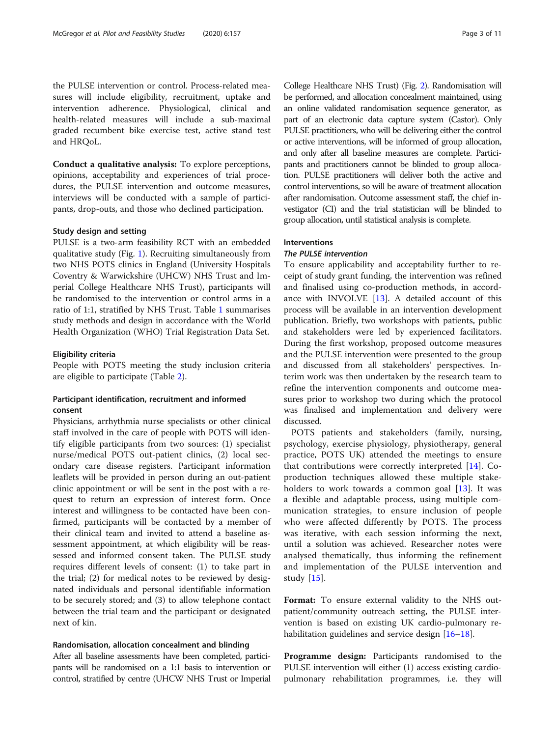the PULSE intervention or control. Process-related measures will include eligibility, recruitment, uptake and intervention adherence. Physiological, clinical and health-related measures will include a sub-maximal graded recumbent bike exercise test, active stand test and HRQoL.

**Conduct a qualitative analysis:** To explore perceptions, opinions, acceptability and experiences of trial procedures, the PULSE intervention and outcome measures, interviews will be conducted with a sample of participants, drop-outs, and those who declined participation.

### Study design and setting

PULSE is a two-arm feasibility RCT with an embedded qualitative study (Fig. 1). Recruiting simultaneously from two NHS POTS clinics in England (University Hospitals Coventry & Warwickshire (UHCW) NHS Trust and Imperial College Healthcare NHS Trust), participants will be randomised to the intervention or control arms in a ratio of 1:1, stratified by NHS Trust. Table 1 summarises study methods and design in accordance with the World Health Organization (WHO) Trial Registration Data Set.

### Eligibility criteria

People with POTS meeting the study inclusion criteria are eligible to participate (Table 2).

### Participant identification, recruitment and informed consent

Physicians, arrhythmia nurse specialists or other clinical staff involved in the care of people with POTS will identify eligible participants from two sources: (1) specialist nurse/medical POTS out-patient clinics, (2) local secondary care disease registers. Participant information leaflets will be provided in person during an out-patient clinic appointment or will be sent in the post with a request to return an expression of interest form. Once interest and willingness to be contacted have been confirmed, participants will be contacted by a member of their clinical team and invited to attend a baseline assessment appointment, at which eligibility will be reassessed and informed consent taken. The PULSE study requires different levels of consent: (1) to take part in the trial; (2) for medical notes to be reviewed by designated individuals and personal identifiable information to be securely stored; and (3) to allow telephone contact between the trial team and the participant or designated next of kin.

### Randomisation, allocation concealment and blinding

After all baseline assessments have been completed, participants will be randomised on a 1:1 basis to intervention or control, stratified by centre (UHCW NHS Trust or Imperial College Healthcare NHS Trust) (Fig. 2). Randomisation will be performed, and allocation concealment maintained, using an online validated randomisation sequence generator, as part of an electronic data capture system (Castor). Only PULSE practitioners, who will be delivering either the control or active interventions, will be informed of group allocation, and only after all baseline measures are complete. Participants and practitioners cannot be blinded to group allocation. PULSE practitioners will deliver both the active and control interventions, so will be aware of treatment allocation after randomisation. Outcome assessment staff, the chief investigator (CI) and the trial statistician will be blinded to group allocation, until statistical analysis is complete.

### Interventions

#### *The PULSE intervention*

To ensure applicability and acceptability further to receipt of study grant funding, the intervention was refined and finalised using co-production methods, in accordance with INVOLVE [13]. A detailed account of this process will be available in an intervention development publication. Briefly, two workshops with patients, public and stakeholders were led by experienced facilitators. During the first workshop, proposed outcome measures and the PULSE intervention were presented to the group and discussed from all stakeholders' perspectives. Interim work was then undertaken by the research team to refine the intervention components and outcome measures prior to workshop two during which the protocol was finalised and implementation and delivery were discussed.

POTS patients and stakeholders (family, nursing, psychology, exercise physiology, physiotherapy, general practice, POTS UK) attended the meetings to ensure that contributions were correctly interpreted [14]. Co-production techniques allowed these multiple stakeholders to work towards a common goal [13]. It was a flexible and adaptable process, using multiple communication strategies, to ensure inclusion of people who were affected differently by POTS. The process was iterative, with each session informing the next, until a solution was achieved. Researcher notes were analysed thematically, thus informing the refinement and implementation of the PULSE intervention and study [15].

**Format:** To ensure external validity to the NHS outpatient/community outreach setting, the PULSE intervention is based on existing UK cardio-pulmonary rehabilitation guidelines and service design [16–18].

**Programme design:** Participants randomised to the PULSE intervention will either (1) access existing cardio-pulmonary rehabilitation programmes, i.e. they will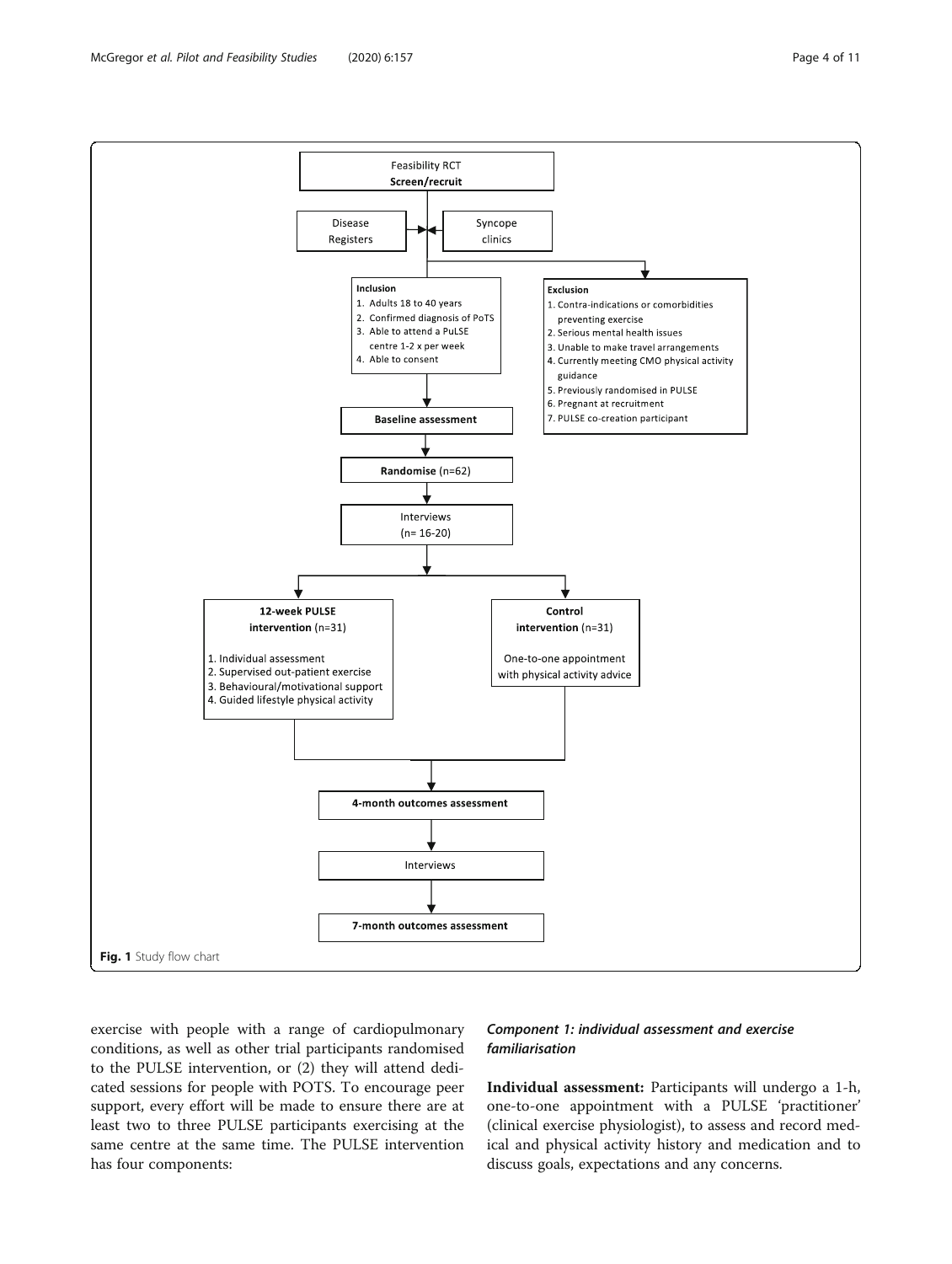Feasibility RCT
**Screen/recruit**

Disease Registers → ← Syncope clinics

**Inclusion**
1. Adults 18 to 40 years
2. Confirmed diagnosis of PoTS
3. Able to attend a PuLSE centre 1-2 x per week
4. Able to consent

**Exclusion**
1. Contra-indications or comorbidities preventing exercise
2. Serious mental health issues
3. Unable to make travel arrangements
4. Currently meeting CMO physical activity guidance
5. Previously randomised in PULSE
6. Pregnant at recruitment
7. PULSE co-creation participant

**Baseline assessment**

**Randomise** (n=62)

Interviews
(n= 16-20)

**12-week PULSE intervention** (n=31)
1. Individual assessment
2. Supervised out-patient exercise
3. Behavioural/motivational support
4. Guided lifestyle physical activity

**Control intervention** (n=31)
One-to-one appointment with physical activity advice

**4-month outcomes assessment**

Interviews

**7-month outcomes assessment**

**Fig. 1** Study flow chart

exercise with people with a range of cardiopulmonary conditions, as well as other trial participants randomised to the PULSE intervention, or (2) they will attend dedicated sessions for people with POTS. To encourage peer support, every effort will be made to ensure there are at least two to three PULSE participants exercising at the same centre at the same time. The PULSE intervention has four components:

### *Component 1: individual assessment and exercise familiarisation*

**Individual assessment:** Participants will undergo a 1-h, one-to-one appointment with a PULSE 'practitioner' (clinical exercise physiologist), to assess and record medical and physical activity history and medication and to discuss goals, expectations and any concerns.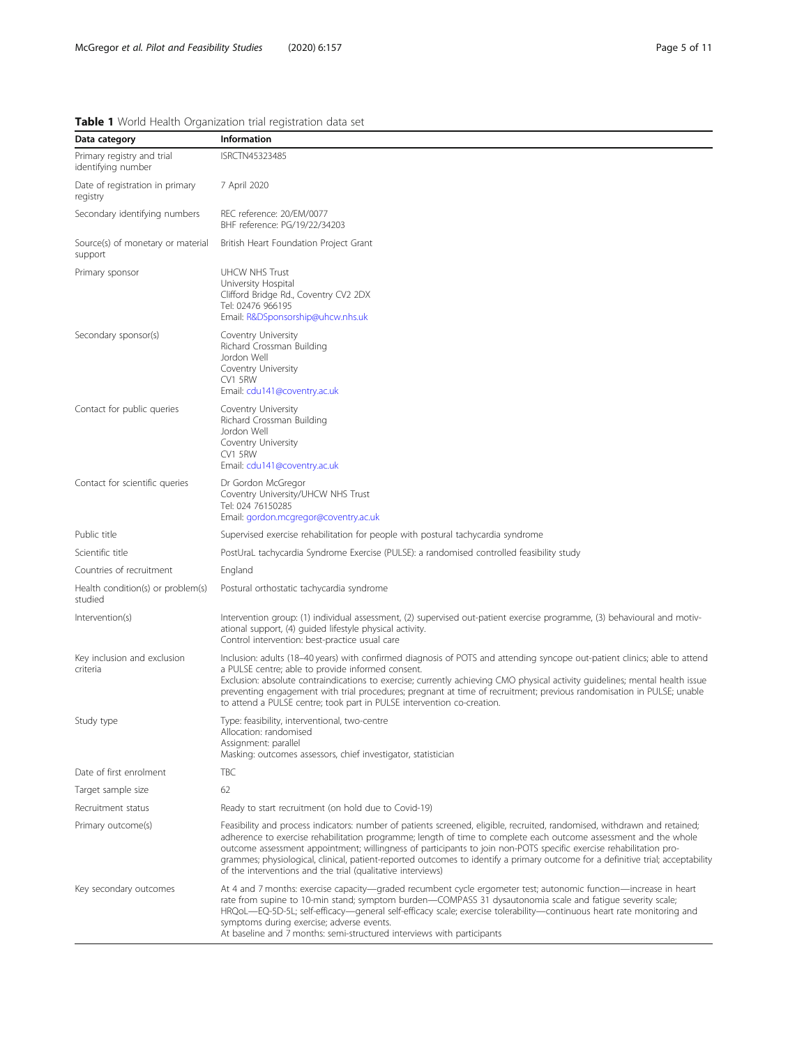**Table 1** World Health Organization trial registration data set

| Data category | Information |
|---|---|
| Primary registry and trial identifying number | ISRCTN45323485 |
| Date of registration in primary registry | 7 April 2020 |
| Secondary identifying numbers | REC reference: 20/EM/0077<br>BHF reference: PG/19/22/34203 |
| Source(s) of monetary or material support | British Heart Foundation Project Grant |
| Primary sponsor | UHCW NHS Trust<br>University Hospital<br>Clifford Bridge Rd., Coventry CV2 2DX<br>Tel: 02476 966195<br>Email: R&DSponsorship@uhcw.nhs.uk |
| Secondary sponsor(s) | Coventry University<br>Richard Crossman Building<br>Jordon Well<br>Coventry University<br>CV1 5RW<br>Email: cdu141@coventry.ac.uk |
| Contact for public queries | Coventry University<br>Richard Crossman Building<br>Jordon Well<br>Coventry University<br>CV1 5RW<br>Email: cdu141@coventry.ac.uk |
| Contact for scientific queries | Dr Gordon McGregor<br>Coventry University/UHCW NHS Trust<br>Tel: 024 76150285<br>Email: gordon.mcgregor@coventry.ac.uk |
| Public title | Supervised exercise rehabilitation for people with postural tachycardia syndrome |
| Scientific title | PostUraL tachycardia Syndrome Exercise (PULSE): a randomised controlled feasibility study |
| Countries of recruitment | England |
| Health condition(s) or problem(s) studied | Postural orthostatic tachycardia syndrome |
| Intervention(s) | Intervention group: (1) individual assessment, (2) supervised out-patient exercise programme, (3) behavioural and motivational support, (4) guided lifestyle physical activity.<br>Control intervention: best-practice usual care |
| Key inclusion and exclusion criteria | Inclusion: adults (18–40 years) with confirmed diagnosis of POTS and attending syncope out-patient clinics; able to attend a PULSE centre; able to provide informed consent.<br>Exclusion: absolute contraindications to exercise; currently achieving CMO physical activity guidelines; mental health issue preventing engagement with trial procedures; pregnant at time of recruitment; previous randomisation in PULSE; unable to attend a PULSE centre; took part in PULSE intervention co-creation. |
| Study type | Type: feasibility, interventional, two-centre<br>Allocation: randomised<br>Assignment: parallel<br>Masking: outcomes assessors, chief investigator, statistician |
| Date of first enrolment | TBC |
| Target sample size | 62 |
| Recruitment status | Ready to start recruitment (on hold due to Covid-19) |
| Primary outcome(s) | Feasibility and process indicators: number of patients screened, eligible, recruited, randomised, withdrawn and retained; adherence to exercise rehabilitation programme; length of time to complete each outcome assessment and the whole outcome assessment appointment; willingness of participants to join non-POTS specific exercise rehabilitation programmes; physiological, clinical, patient-reported outcomes to identify a primary outcome for a definitive trial; acceptability of the interventions and the trial (qualitative interviews) |
| Key secondary outcomes | At 4 and 7 months: exercise capacity—graded recumbent cycle ergometer test; autonomic function—increase in heart rate from supine to 10-min stand; symptom burden—COMPASS 31 dysautonomia scale and fatigue severity scale; HRQoL—EQ-5D-5L; self-efficacy—general self-efficacy scale; exercise tolerability—continuous heart rate monitoring and symptoms during exercise; adverse events.<br>At baseline and 7 months: semi-structured interviews with participants |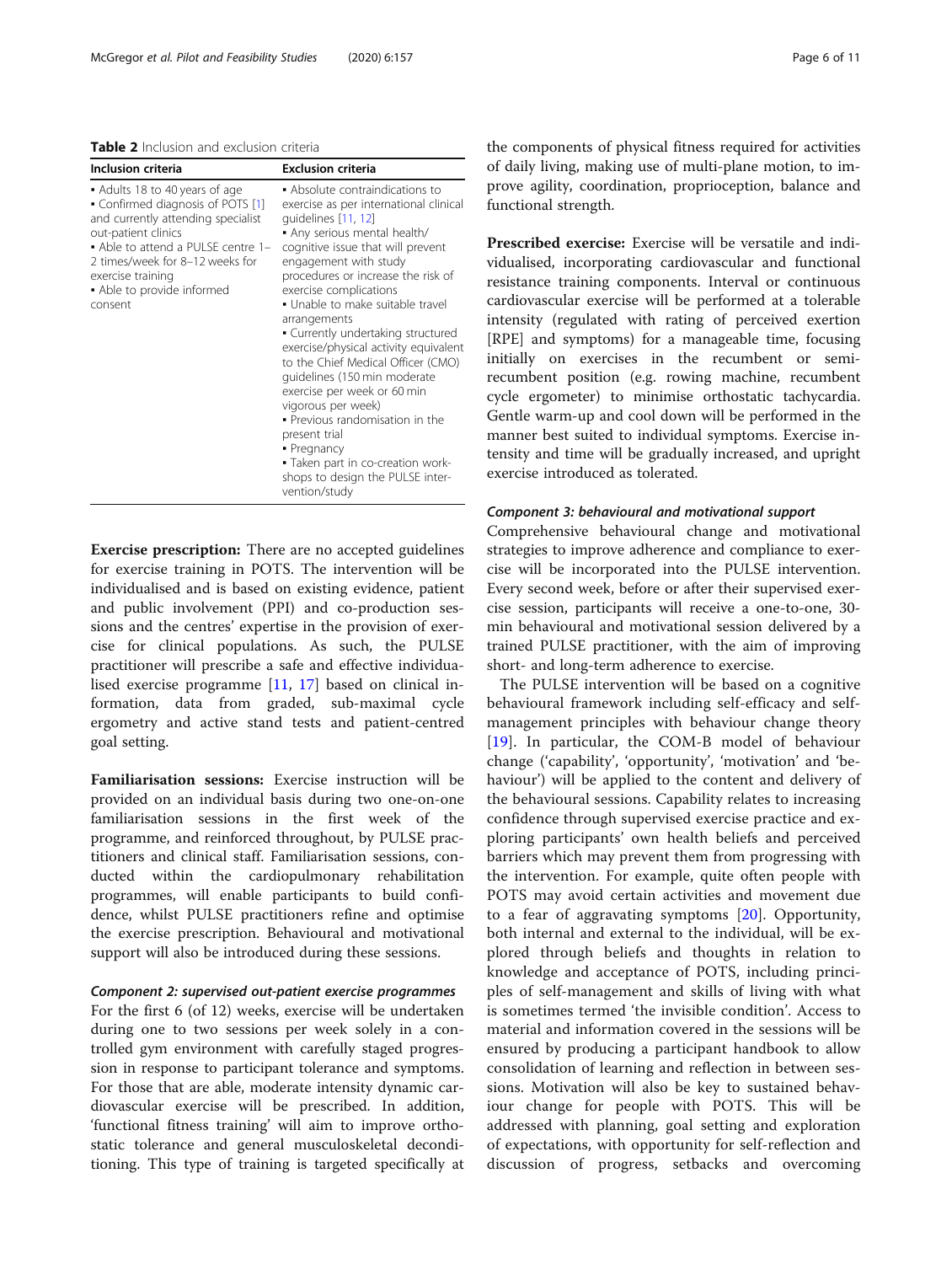**Table 2** Inclusion and exclusion criteria

| Inclusion criteria | Exclusion criteria |
| --- | --- |
| ▪ Adults 18 to 40 years of age<br>▪ Confirmed diagnosis of POTS [1] and currently attending specialist out-patient clinics<br>▪ Able to attend a PULSE centre 1–2 times/week for 8–12 weeks for exercise training<br>▪ Able to provide informed consent | ▪ Absolute contraindications to exercise as per international clinical guidelines [11, 12]<br>▪ Any serious mental health/cognitive issue that will prevent engagement with study procedures or increase the risk of exercise complications<br>▪ Unable to make suitable travel arrangements<br>▪ Currently undertaking structured exercise/physical activity equivalent to the Chief Medical Officer (CMO) guidelines (150 min moderate exercise per week or 60 min vigorous per week)<br>▪ Previous randomisation in the present trial<br>▪ Pregnancy<br>▪ Taken part in co-creation workshops to design the PULSE intervention/study |

**Exercise prescription:** There are no accepted guidelines for exercise training in POTS. The intervention will be individualised and is based on existing evidence, patient and public involvement (PPI) and co-production sessions and the centres' expertise in the provision of exercise for clinical populations. As such, the PULSE practitioner will prescribe a safe and effective individualised exercise programme [11, 17] based on clinical information, data from graded, sub-maximal cycle ergometry and active stand tests and patient-centred goal setting.

**Familiarisation sessions:** Exercise instruction will be provided on an individual basis during two one-on-one familiarisation sessions in the first week of the programme, and reinforced throughout, by PULSE practitioners and clinical staff. Familiarisation sessions, conducted within the cardiopulmonary rehabilitation programmes, will enable participants to build confidence, whilst PULSE practitioners refine and optimise the exercise prescription. Behavioural and motivational support will also be introduced during these sessions.

#### *Component 2: supervised out-patient exercise programmes*

For the first 6 (of 12) weeks, exercise will be undertaken during one to two sessions per week solely in a controlled gym environment with carefully staged progression in response to participant tolerance and symptoms. For those that are able, moderate intensity dynamic cardiovascular exercise will be prescribed. In addition, 'functional fitness training' will aim to improve orthostatic tolerance and general musculoskeletal deconditioning. This type of training is targeted specifically at the components of physical fitness required for activities of daily living, making use of multi-plane motion, to improve agility, coordination, proprioception, balance and functional strength.

**Prescribed exercise:** Exercise will be versatile and individualised, incorporating cardiovascular and functional resistance training components. Interval or continuous cardiovascular exercise will be performed at a tolerable intensity (regulated with rating of perceived exertion [RPE] and symptoms) for a manageable time, focusing initially on exercises in the recumbent or semi-recumbent position (e.g. rowing machine, recumbent cycle ergometer) to minimise orthostatic tachycardia. Gentle warm-up and cool down will be performed in the manner best suited to individual symptoms. Exercise intensity and time will be gradually increased, and upright exercise introduced as tolerated.

#### *Component 3: behavioural and motivational support*

Comprehensive behavioural change and motivational strategies to improve adherence and compliance to exercise will be incorporated into the PULSE intervention. Every second week, before or after their supervised exercise session, participants will receive a one-to-one, 30-min behavioural and motivational session delivered by a trained PULSE practitioner, with the aim of improving short- and long-term adherence to exercise.

The PULSE intervention will be based on a cognitive behavioural framework including self-efficacy and self-management principles with behaviour change theory [19]. In particular, the COM-B model of behaviour change ('capability', 'opportunity', 'motivation' and 'behaviour') will be applied to the content and delivery of the behavioural sessions. Capability relates to increasing confidence through supervised exercise practice and exploring participants' own health beliefs and perceived barriers which may prevent them from progressing with the intervention. For example, quite often people with POTS may avoid certain activities and movement due to a fear of aggravating symptoms [20]. Opportunity, both internal and external to the individual, will be explored through beliefs and thoughts in relation to knowledge and acceptance of POTS, including principles of self-management and skills of living with what is sometimes termed 'the invisible condition'. Access to material and information covered in the sessions will be ensured by producing a participant handbook to allow consolidation of learning and reflection in between sessions. Motivation will also be key to sustained behaviour change for people with POTS. This will be addressed with planning, goal setting and exploration of expectations, with opportunity for self-reflection and discussion of progress, setbacks and overcoming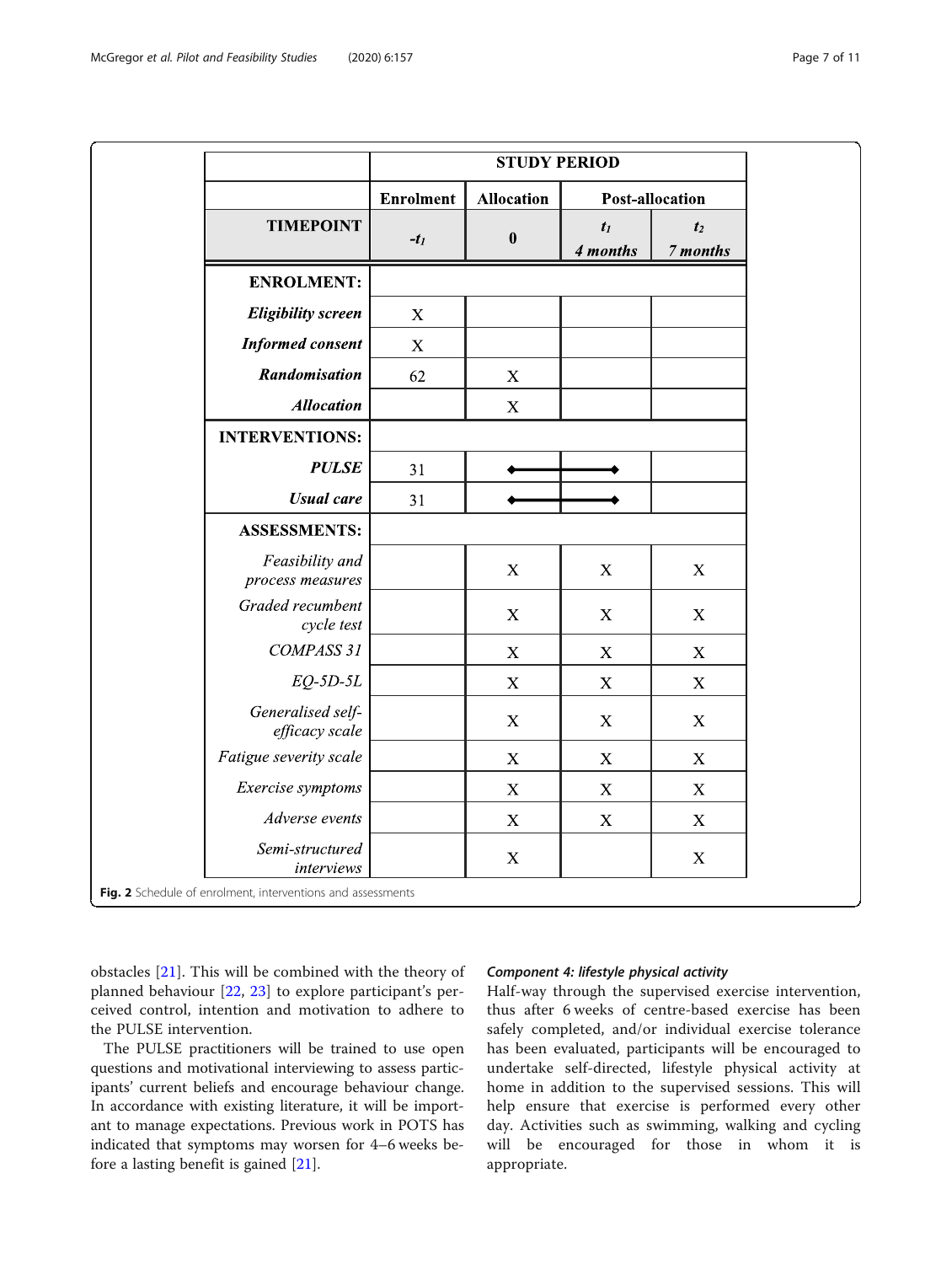|  | STUDY PERIOD | | | |
|---|---|---|---|---|
|  | Enrolment | Allocation | Post-allocation | |
| TIMEPOINT | $-t_1$ | 0 | $t_1$ 4 months | $t_2$ 7 months |
| **ENROLMENT:** | | | | |
| *Eligibility screen* | X | | | |
| *Informed consent* | X | | | |
| *Randomisation* | 62 | X | | |
| *Allocation* | | X | | |
| **INTERVENTIONS:** | | | | |
| *PULSE* | 31 | ◆────── | ──────◆ | |
| *Usual care* | 31 | ◆────── | ──────◆ | |
| **ASSESSMENTS:** | | | | |
| *Feasibility and process measures* | | X | X | X |
| *Graded recumbent cycle test* | | X | X | X |
| *COMPASS 31* | | X | X | X |
| *EQ-5D-5L* | | X | X | X |
| *Generalised self-efficacy scale* | | X | X | X |
| *Fatigue severity scale* | | X | X | X |
| *Exercise symptoms* | | X | X | X |
| *Adverse events* | | X | X | X |
| *Semi-structured interviews* | | X | | X |

**Fig. 2** Schedule of enrolment, interventions and assessments

obstacles [21]. This will be combined with the theory of planned behaviour [22, 23] to explore participant's perceived control, intention and motivation to adhere to the PULSE intervention.

The PULSE practitioners will be trained to use open questions and motivational interviewing to assess participants' current beliefs and encourage behaviour change. In accordance with existing literature, it will be important to manage expectations. Previous work in POTS has indicated that symptoms may worsen for 4–6 weeks before a lasting benefit is gained [21].

#### *Component 4: lifestyle physical activity*

Half-way through the supervised exercise intervention, thus after 6 weeks of centre-based exercise has been safely completed, and/or individual exercise tolerance has been evaluated, participants will be encouraged to undertake self-directed, lifestyle physical activity at home in addition to the supervised sessions. This will help ensure that exercise is performed every other day. Activities such as swimming, walking and cycling will be encouraged for those in whom it is appropriate.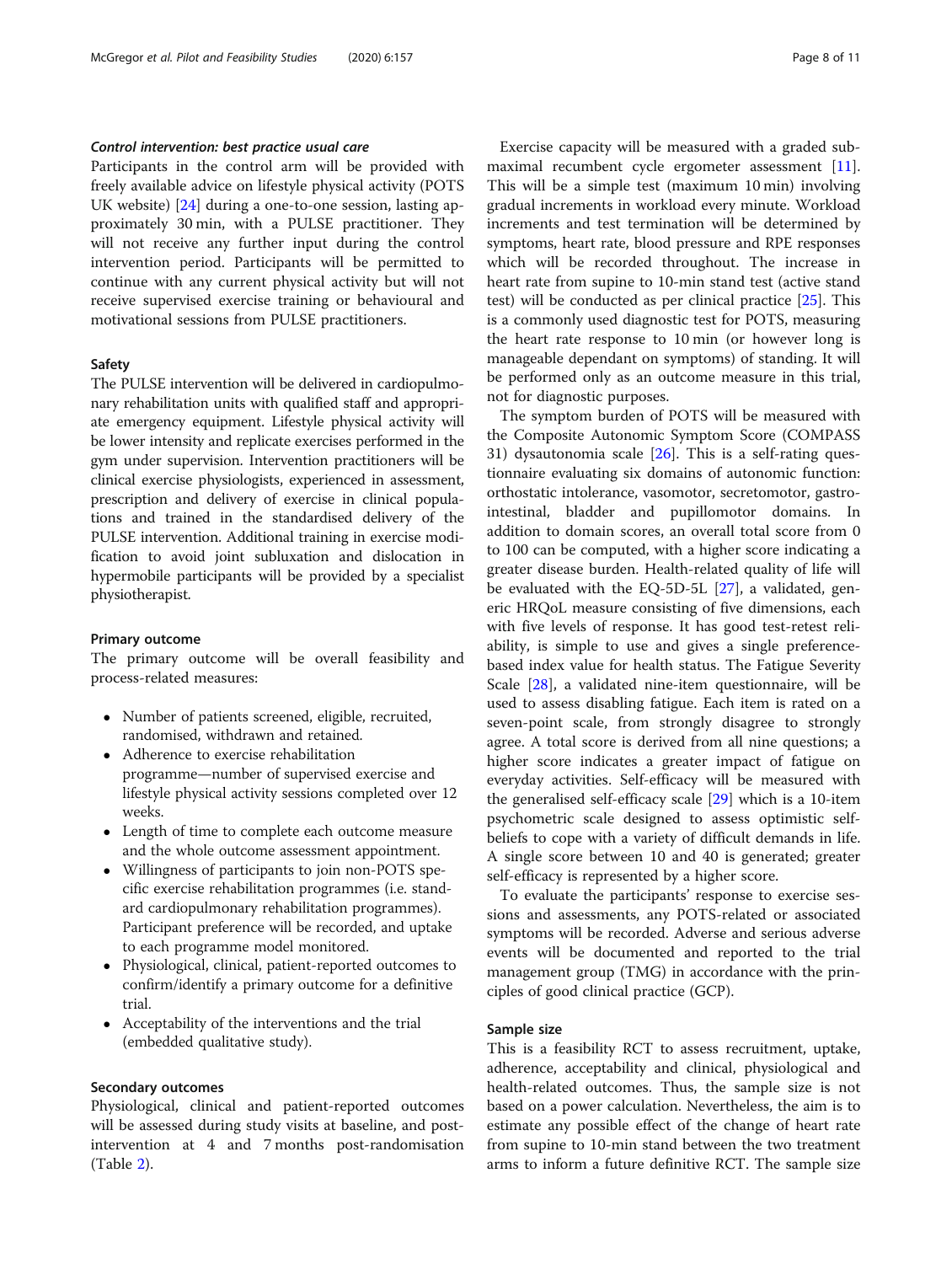#### *Control intervention: best practice usual care*

Participants in the control arm will be provided with freely available advice on lifestyle physical activity (POTS UK website) [24] during a one-to-one session, lasting approximately 30 min, with a PULSE practitioner. They will not receive any further input during the control intervention period. Participants will be permitted to continue with any current physical activity but will not receive supervised exercise training or behavioural and motivational sessions from PULSE practitioners.

### Safety

The PULSE intervention will be delivered in cardiopulmonary rehabilitation units with qualified staff and appropriate emergency equipment. Lifestyle physical activity will be lower intensity and replicate exercises performed in the gym under supervision. Intervention practitioners will be clinical exercise physiologists, experienced in assessment, prescription and delivery of exercise in clinical populations and trained in the standardised delivery of the PULSE intervention. Additional training in exercise modification to avoid joint subluxation and dislocation in hypermobile participants will be provided by a specialist physiotherapist.

### Primary outcome

The primary outcome will be overall feasibility and process-related measures:

- Number of patients screened, eligible, recruited, randomised, withdrawn and retained.
- Adherence to exercise rehabilitation programme—number of supervised exercise and lifestyle physical activity sessions completed over 12 weeks.
- Length of time to complete each outcome measure and the whole outcome assessment appointment.
- Willingness of participants to join non-POTS specific exercise rehabilitation programmes (i.e. standard cardiopulmonary rehabilitation programmes). Participant preference will be recorded, and uptake to each programme model monitored.
- Physiological, clinical, patient-reported outcomes to confirm/identify a primary outcome for a definitive trial.
- Acceptability of the interventions and the trial (embedded qualitative study).

### Secondary outcomes

Physiological, clinical and patient-reported outcomes will be assessed during study visits at baseline, and post-intervention at 4 and 7 months post-randomisation (Table 2).

Exercise capacity will be measured with a graded submaximal recumbent cycle ergometer assessment [11]. This will be a simple test (maximum 10 min) involving gradual increments in workload every minute. Workload increments and test termination will be determined by symptoms, heart rate, blood pressure and RPE responses which will be recorded throughout. The increase in heart rate from supine to 10-min stand test (active stand test) will be conducted as per clinical practice [25]. This is a commonly used diagnostic test for POTS, measuring the heart rate response to 10 min (or however long is manageable dependant on symptoms) of standing. It will be performed only as an outcome measure in this trial, not for diagnostic purposes.

The symptom burden of POTS will be measured with the Composite Autonomic Symptom Score (COMPASS 31) dysautonomia scale [26]. This is a self-rating questionnaire evaluating six domains of autonomic function: orthostatic intolerance, vasomotor, secretomotor, gastrointestinal, bladder and pupillomotor domains. In addition to domain scores, an overall total score from 0 to 100 can be computed, with a higher score indicating a greater disease burden. Health-related quality of life will be evaluated with the EQ-5D-5L [27], a validated, generic HRQoL measure consisting of five dimensions, each with five levels of response. It has good test-retest reliability, is simple to use and gives a single preference-based index value for health status. The Fatigue Severity Scale [28], a validated nine-item questionnaire, will be used to assess disabling fatigue. Each item is rated on a seven-point scale, from strongly disagree to strongly agree. A total score is derived from all nine questions; a higher score indicates a greater impact of fatigue on everyday activities. Self-efficacy will be measured with the generalised self-efficacy scale [29] which is a 10-item psychometric scale designed to assess optimistic self-beliefs to cope with a variety of difficult demands in life. A single score between 10 and 40 is generated; greater self-efficacy is represented by a higher score.

To evaluate the participants' response to exercise sessions and assessments, any POTS-related or associated symptoms will be recorded. Adverse and serious adverse events will be documented and reported to the trial management group (TMG) in accordance with the principles of good clinical practice (GCP).

### Sample size

This is a feasibility RCT to assess recruitment, uptake, adherence, acceptability and clinical, physiological and health-related outcomes. Thus, the sample size is not based on a power calculation. Nevertheless, the aim is to estimate any possible effect of the change of heart rate from supine to 10-min stand between the two treatment arms to inform a future definitive RCT. The sample size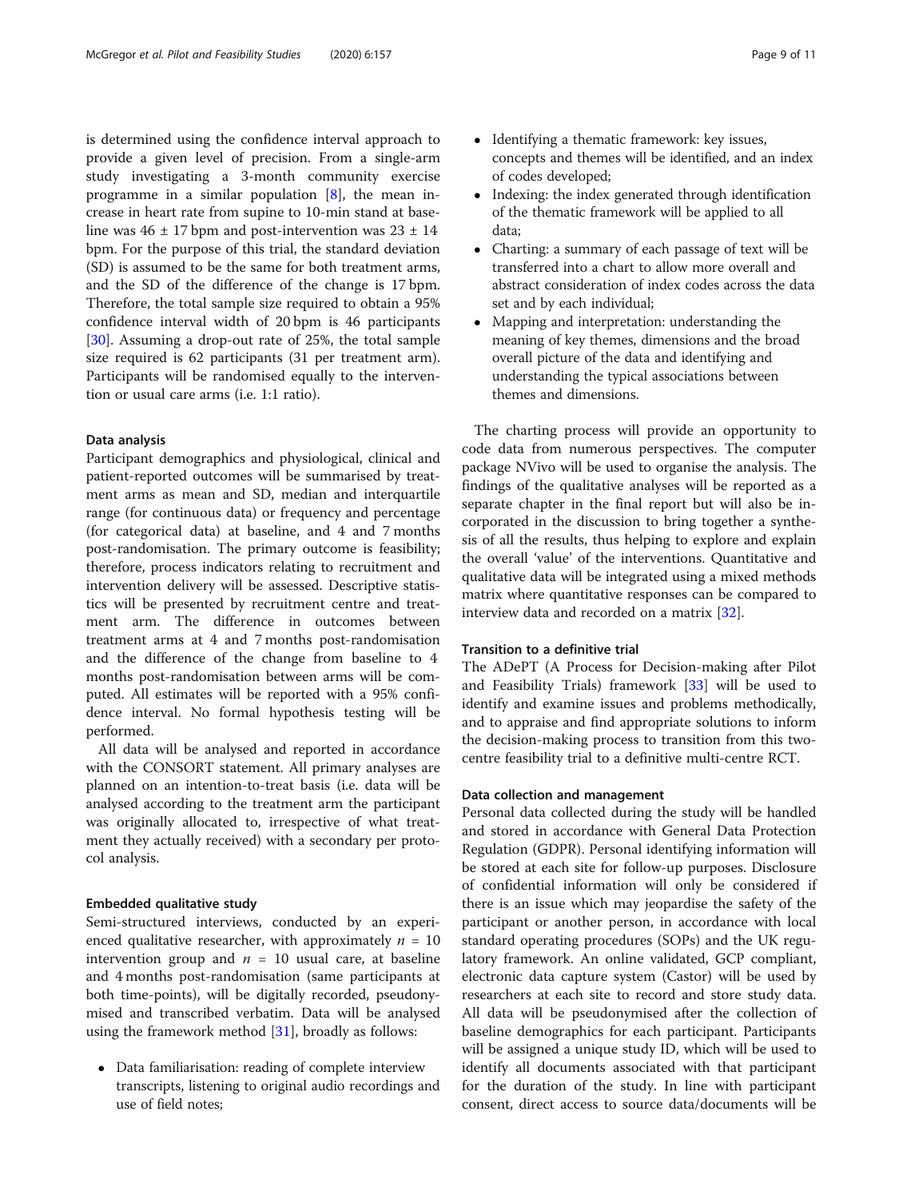is determined using the confidence interval approach to provide a given level of precision. From a single-arm study investigating a 3-month community exercise programme in a similar population [8], the mean increase in heart rate from supine to 10-min stand at baseline was 46 ± 17 bpm and post-intervention was 23 ± 14 bpm. For the purpose of this trial, the standard deviation (SD) is assumed to be the same for both treatment arms, and the SD of the difference of the change is 17 bpm. Therefore, the total sample size required to obtain a 95% confidence interval width of 20 bpm is 46 participants [30]. Assuming a drop-out rate of 25%, the total sample size required is 62 participants (31 per treatment arm). Participants will be randomised equally to the intervention or usual care arms (i.e. 1:1 ratio).

#### Data analysis

Participant demographics and physiological, clinical and patient-reported outcomes will be summarised by treatment arms as mean and SD, median and interquartile range (for continuous data) or frequency and percentage (for categorical data) at baseline, and 4 and 7 months post-randomisation. The primary outcome is feasibility; therefore, process indicators relating to recruitment and intervention delivery will be assessed. Descriptive statistics will be presented by recruitment centre and treatment arm. The difference in outcomes between treatment arms at 4 and 7 months post-randomisation and the difference of the change from baseline to 4 months post-randomisation between arms will be computed. All estimates will be reported with a 95% confidence interval. No formal hypothesis testing will be performed.

All data will be analysed and reported in accordance with the CONSORT statement. All primary analyses are planned on an intention-to-treat basis (i.e. data will be analysed according to the treatment arm the participant was originally allocated to, irrespective of what treatment they actually received) with a secondary per protocol analysis.

#### Embedded qualitative study

Semi-structured interviews, conducted by an experienced qualitative researcher, with approximately $n$ = 10 intervention group and $n$ = 10 usual care, at baseline and 4 months post-randomisation (same participants at both time-points), will be digitally recorded, pseudonymised and transcribed verbatim. Data will be analysed using the framework method [31], broadly as follows:

- Data familiarisation: reading of complete interview transcripts, listening to original audio recordings and use of field notes;
- Identifying a thematic framework: key issues, concepts and themes will be identified, and an index of codes developed;
- Indexing: the index generated through identification of the thematic framework will be applied to all data;
- Charting: a summary of each passage of text will be transferred into a chart to allow more overall and abstract consideration of index codes across the data set and by each individual;
- Mapping and interpretation: understanding the meaning of key themes, dimensions and the broad overall picture of the data and identifying and understanding the typical associations between themes and dimensions.

The charting process will provide an opportunity to code data from numerous perspectives. The computer package NVivo will be used to organise the analysis. The findings of the qualitative analyses will be reported as a separate chapter in the final report but will also be incorporated in the discussion to bring together a synthesis of all the results, thus helping to explore and explain the overall 'value' of the interventions. Quantitative and qualitative data will be integrated using a mixed methods matrix where quantitative responses can be compared to interview data and recorded on a matrix [32].

#### Transition to a definitive trial

The ADePT (A Process for Decision-making after Pilot and Feasibility Trials) framework [33] will be used to identify and examine issues and problems methodically, and to appraise and find appropriate solutions to inform the decision-making process to transition from this two-centre feasibility trial to a definitive multi-centre RCT.

#### Data collection and management

Personal data collected during the study will be handled and stored in accordance with General Data Protection Regulation (GDPR). Personal identifying information will be stored at each site for follow-up purposes. Disclosure of confidential information will only be considered if there is an issue which may jeopardise the safety of the participant or another person, in accordance with local standard operating procedures (SOPs) and the UK regulatory framework. An online validated, GCP compliant, electronic data capture system (Castor) will be used by researchers at each site to record and store study data. All data will be pseudonymised after the collection of baseline demographics for each participant. Participants will be assigned a unique study ID, which will be used to identify all documents associated with that participant for the duration of the study. In line with participant consent, direct access to source data/documents will be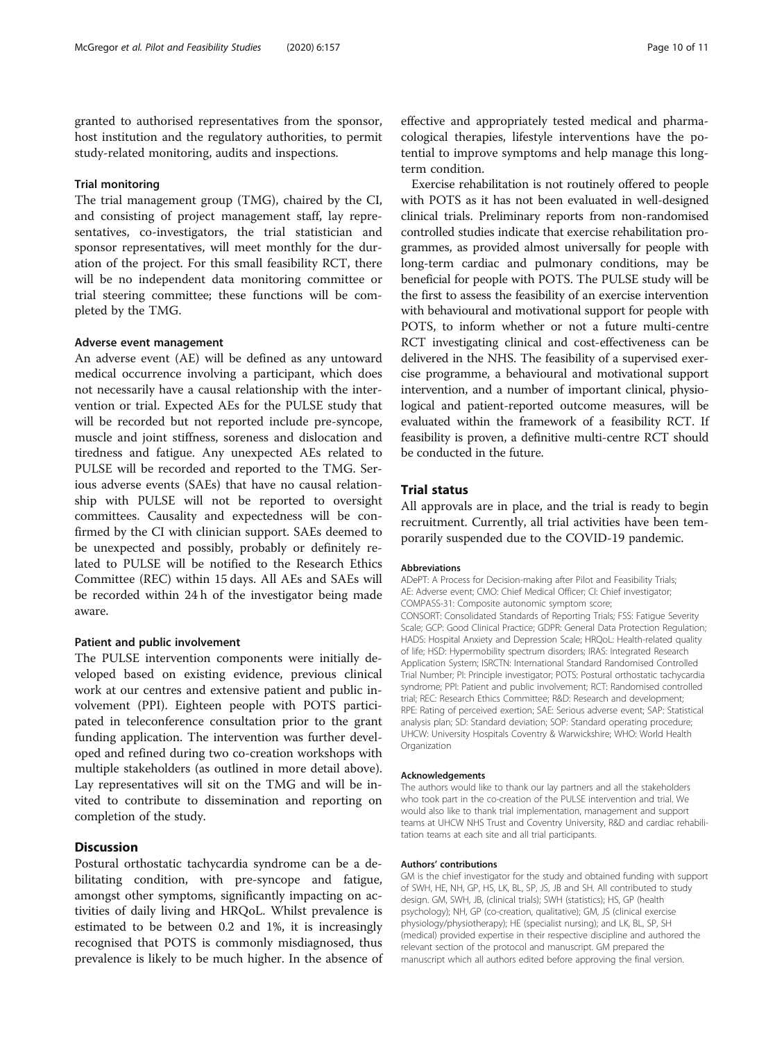granted to authorised representatives from the sponsor, host institution and the regulatory authorities, to permit study-related monitoring, audits and inspections.

### Trial monitoring

The trial management group (TMG), chaired by the CI, and consisting of project management staff, lay representatives, co-investigators, the trial statistician and sponsor representatives, will meet monthly for the duration of the project. For this small feasibility RCT, there will be no independent data monitoring committee or trial steering committee; these functions will be completed by the TMG.

### Adverse event management

An adverse event (AE) will be defined as any untoward medical occurrence involving a participant, which does not necessarily have a causal relationship with the intervention or trial. Expected AEs for the PULSE study that will be recorded but not reported include pre-syncope, muscle and joint stiffness, soreness and dislocation and tiredness and fatigue. Any unexpected AEs related to PULSE will be recorded and reported to the TMG. Serious adverse events (SAEs) that have no causal relationship with PULSE will not be reported to oversight committees. Causality and expectedness will be confirmed by the CI with clinician support. SAEs deemed to be unexpected and possibly, probably or definitely related to PULSE will be notified to the Research Ethics Committee (REC) within 15 days. All AEs and SAEs will be recorded within 24 h of the investigator being made aware.

### Patient and public involvement

The PULSE intervention components were initially developed based on existing evidence, previous clinical work at our centres and extensive patient and public involvement (PPI). Eighteen people with POTS participated in teleconference consultation prior to the grant funding application. The intervention was further developed and refined during two co-creation workshops with multiple stakeholders (as outlined in more detail above). Lay representatives will sit on the TMG and will be invited to contribute to dissemination and reporting on completion of the study.

## Discussion

Postural orthostatic tachycardia syndrome can be a debilitating condition, with pre-syncope and fatigue, amongst other symptoms, significantly impacting on activities of daily living and HRQoL. Whilst prevalence is estimated to be between 0.2 and 1%, it is increasingly recognised that POTS is commonly misdiagnosed, thus prevalence is likely to be much higher. In the absence of effective and appropriately tested medical and pharmacological therapies, lifestyle interventions have the potential to improve symptoms and help manage this long-term condition.

Exercise rehabilitation is not routinely offered to people with POTS as it has not been evaluated in well-designed clinical trials. Preliminary reports from non-randomised controlled studies indicate that exercise rehabilitation programmes, as provided almost universally for people with long-term cardiac and pulmonary conditions, may be beneficial for people with POTS. The PULSE study will be the first to assess the feasibility of an exercise intervention with behavioural and motivational support for people with POTS, to inform whether or not a future multi-centre RCT investigating clinical and cost-effectiveness can be delivered in the NHS. The feasibility of a supervised exercise programme, a behavioural and motivational support intervention, and a number of important clinical, physiological and patient-reported outcome measures, will be evaluated within the framework of a feasibility RCT. If feasibility is proven, a definitive multi-centre RCT should be conducted in the future.

## Trial status

All approvals are in place, and the trial is ready to begin recruitment. Currently, all trial activities have been temporarily suspended due to the COVID-19 pandemic.

#### Abbreviations

ADePT: A Process for Decision-making after Pilot and Feasibility Trials; AE: Adverse event; CMO: Chief Medical Officer; CI: Chief investigator; COMPASS-31: Composite autonomic symptom score; CONSORT: Consolidated Standards of Reporting Trials; FSS: Fatigue Severity Scale; GCP: Good Clinical Practice; GDPR: General Data Protection Regulation; HADS: Hospital Anxiety and Depression Scale; HRQoL: Health-related quality of life; HSD: Hypermobility spectrum disorders; IRAS: Integrated Research Application System; ISRCTN: International Standard Randomised Controlled Trial Number; PI: Principle investigator; POTS: Postural orthostatic tachycardia syndrome; PPI: Patient and public involvement; RCT: Randomised controlled trial; REC: Research Ethics Committee; R&D: Research and development; RPE: Rating of perceived exertion; SAE: Serious adverse event; SAP: Statistical analysis plan; SD: Standard deviation; SOP: Standard operating procedure; UHCW: University Hospitals Coventry & Warwickshire; WHO: World Health Organization

#### Acknowledgements

The authors would like to thank our lay partners and all the stakeholders who took part in the co-creation of the PULSE intervention and trial. We would also like to thank trial implementation, management and support teams at UHCW NHS Trust and Coventry University, R&D and cardiac rehabilitation teams at each site and all trial participants.

#### Authors' contributions

GM is the chief investigator for the study and obtained funding with support of SWH, HE, NH, GP, HS, LK, BL, SP, JS, JB and SH. All contributed to study design. GM, SWH, JB, (clinical trials); SWH (statistics); HS, GP (health psychology); NH, GP (co-creation, qualitative); GM, JS (clinical exercise physiology/physiotherapy); HE (specialist nursing); and LK, BL, SP, SH (medical) provided expertise in their respective discipline and authored the relevant section of the protocol and manuscript. GM prepared the manuscript which all authors edited before approving the final version.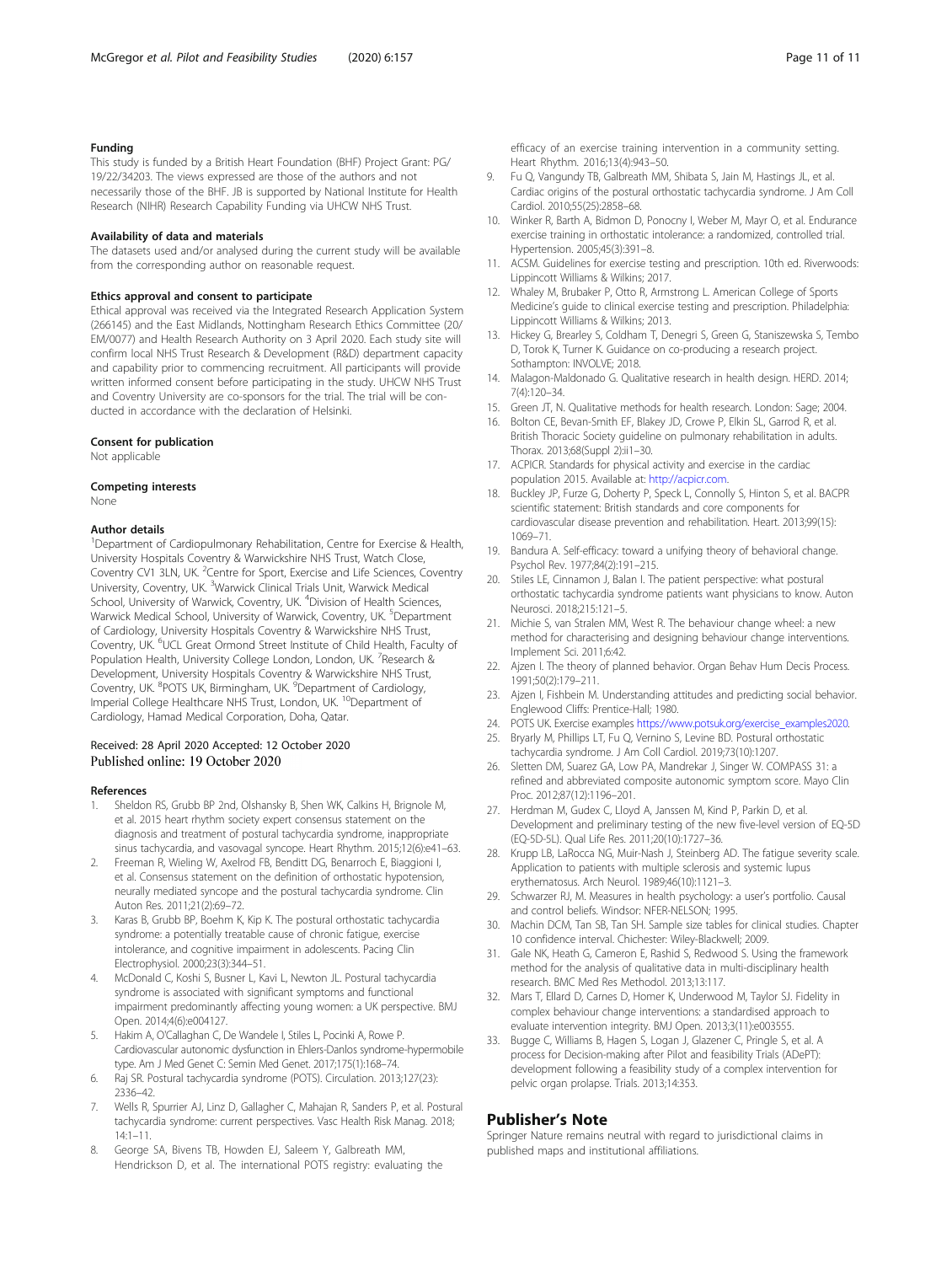### Funding

This study is funded by a British Heart Foundation (BHF) Project Grant: PG/19/22/34203. The views expressed are those of the authors and not necessarily those of the BHF. JB is supported by National Institute for Health Research (NIHR) Research Capability Funding via UHCW NHS Trust.

### Availability of data and materials

The datasets used and/or analysed during the current study will be available from the corresponding author on reasonable request.

### Ethics approval and consent to participate

Ethical approval was received via the Integrated Research Application System (266145) and the East Midlands, Nottingham Research Ethics Committee (20/EM/0077) and Health Research Authority on 3 April 2020. Each study site will confirm local NHS Trust Research & Development (R&D) department capacity and capability prior to commencing recruitment. All participants will provide written informed consent before participating in the study. UHCW NHS Trust and Coventry University are co-sponsors for the trial. The trial will be conducted in accordance with the declaration of Helsinki.

### Consent for publication

Not applicable

### Competing interests

None

### Author details

[1]Department of Cardiopulmonary Rehabilitation, Centre for Exercise & Health, University Hospitals Coventry & Warwickshire NHS Trust, Watch Close, Coventry CV1 3LN, UK. [2]Centre for Sport, Exercise and Life Sciences, Coventry University, Coventry, UK. [3]Warwick Clinical Trials Unit, Warwick Medical School, University of Warwick, Coventry, UK. [4]Division of Health Sciences, Warwick Medical School, University of Warwick, Coventry, UK. [5]Department of Cardiology, University Hospitals Coventry & Warwickshire NHS Trust, Coventry, UK. [6]UCL Great Ormond Street Institute of Child Health, Faculty of Population Health, University College London, London, UK. [7]Research & Development, University Hospitals Coventry & Warwickshire NHS Trust, Coventry, UK. [8]POTS UK, Birmingham, UK. [9]Department of Cardiology, Imperial College Healthcare NHS Trust, London, UK. [10]Department of Cardiology, Hamad Medical Corporation, Doha, Qatar.

Received: 28 April 2020 Accepted: 12 October 2020
Published online: 19 October 2020

### References

1. Sheldon RS, Grubb BP 2nd, Olshansky B, Shen WK, Calkins H, Brignole M, et al. 2015 heart rhythm society expert consensus statement on the diagnosis and treatment of postural tachycardia syndrome, inappropriate sinus tachycardia, and vasovagal syncope. Heart Rhythm. 2015;12(6):e41–63.
2. Freeman R, Wieling W, Axelrod FB, Benditt DG, Benarroch E, Biaggioni I, et al. Consensus statement on the definition of orthostatic hypotension, neurally mediated syncope and the postural tachycardia syndrome. Clin Auton Res. 2011;21(2):69–72.
3. Karas B, Grubb BP, Boehm K, Kip K. The postural orthostatic tachycardia syndrome: a potentially treatable cause of chronic fatigue, exercise intolerance, and cognitive impairment in adolescents. Pacing Clin Electrophysiol. 2000;23(3):344–51.
4. McDonald C, Koshi S, Busner L, Kavi L, Newton JL. Postural tachycardia syndrome is associated with significant symptoms and functional impairment predominantly affecting young women: a UK perspective. BMJ Open. 2014;4(6):e004127.
5. Hakim A, O'Callaghan C, De Wandele I, Stiles L, Pocinki A, Rowe P. Cardiovascular autonomic dysfunction in Ehlers-Danlos syndrome-hypermobile type. Am J Med Genet C: Semin Med Genet. 2017;175(1):168–74.
6. Raj SR. Postural tachycardia syndrome (POTS). Circulation. 2013;127(23):2336–42.
7. Wells R, Spurrier AJ, Linz D, Gallagher C, Mahajan R, Sanders P, et al. Postural tachycardia syndrome: current perspectives. Vasc Health Risk Manag. 2018;14:1–11.
8. George SA, Bivens TB, Howden EJ, Saleem Y, Galbreath MM, Hendrickson D, et al. The international POTS registry: evaluating the efficacy of an exercise training intervention in a community setting. Heart Rhythm. 2016;13(4):943–50.
9. Fu Q, Vangundy TB, Galbreath MM, Shibata S, Jain M, Hastings JL, et al. Cardiac origins of the postural orthostatic tachycardia syndrome. J Am Coll Cardiol. 2010;55(25):2858–68.
10. Winker R, Barth A, Bidmon D, Ponocny I, Weber M, Mayr O, et al. Endurance exercise training in orthostatic intolerance: a randomized, controlled trial. Hypertension. 2005;45(3):391–8.
11. ACSM. Guidelines for exercise testing and prescription. 10th ed. Riverwoods: Lippincott Williams & Wilkins; 2017.
12. Whaley M, Brubaker P, Otto R, Armstrong L. American College of Sports Medicine's guide to clinical exercise testing and prescription. Philadelphia: Lippincott Williams & Wilkins; 2013.
13. Hickey G, Brearley S, Coldham T, Denegri S, Green G, Staniszewska S, Tembo D, Torok K, Turner K. Guidance on co-producing a research project. Sothampton: INVOLVE; 2018.
14. Malagon-Maldonado G. Qualitative research in health design. HERD. 2014;7(4):120–34.
15. Green JT, N. Qualitative methods for health research. London: Sage; 2004.
16. Bolton CE, Bevan-Smith EF, Blakey JD, Crowe P, Elkin SL, Garrod R, et al. British Thoracic Society guideline on pulmonary rehabilitation in adults. Thorax. 2013;68(Suppl 2):ii1–30.
17. ACPICR. Standards for physical activity and exercise in the cardiac population 2015. Available at: http://acpicr.com.
18. Buckley JP, Furze G, Doherty P, Speck L, Connolly S, Hinton S, et al. BACPR scientific statement: British standards and core components for cardiovascular disease prevention and rehabilitation. Heart. 2013;99(15):1069–71.
19. Bandura A. Self-efficacy: toward a unifying theory of behavioral change. Psychol Rev. 1977;84(2):191–215.
20. Stiles LE, Cinnamon J, Balan I. The patient perspective: what postural orthostatic tachycardia syndrome patients want physicians to know. Auton Neurosci. 2018;215:121–5.
21. Michie S, van Stralen MM, West R. The behaviour change wheel: a new method for characterising and designing behaviour change interventions. Implement Sci. 2011;6:42.
22. Ajzen I. The theory of planned behavior. Organ Behav Hum Decis Process. 1991;50(2):179–211.
23. Ajzen I, Fishbein M. Understanding attitudes and predicting social behavior. Englewood Cliffs: Prentice-Hall; 1980.
24. POTS UK. Exercise examples https://www.potsuk.org/exercise_examples2020.
25. Bryarly M, Phillips LT, Fu Q, Vernino S, Levine BD. Postural orthostatic tachycardia syndrome. J Am Coll Cardiol. 2019;73(10):1207.
26. Sletten DM, Suarez GA, Low PA, Mandrekar J, Singer W. COMPASS 31: a refined and abbreviated composite autonomic symptom score. Mayo Clin Proc. 2012;87(12):1196–201.
27. Herdman M, Gudex C, Lloyd A, Janssen M, Kind P, Parkin D, et al. Development and preliminary testing of the new five-level version of EQ-5D (EQ-5D-5L). Qual Life Res. 2011;20(10):1727–36.
28. Krupp LB, LaRocca NG, Muir-Nash J, Steinberg AD. The fatigue severity scale. Application to patients with multiple sclerosis and systemic lupus erythematosus. Arch Neurol. 1989;46(10):1121–3.
29. Schwarzer RJ, M. Measures in health psychology: a user's portfolio. Causal and control beliefs. Windsor: NFER-NELSON; 1995.
30. Machin DCM, Tan SB, Tan SH. Sample size tables for clinical studies. Chapter 10 confidence interval. Chichester: Wiley-Blackwell; 2009.
31. Gale NK, Heath G, Cameron E, Rashid S, Redwood S. Using the framework method for the analysis of qualitative data in multi-disciplinary health research. BMC Med Res Methodol. 2013;13:117.
32. Mars T, Ellard D, Carnes D, Homer K, Underwood M, Taylor SJ. Fidelity in complex behaviour change interventions: a standardised approach to evaluate intervention integrity. BMJ Open. 2013;3(11):e003555.
33. Bugge C, Williams B, Hagen S, Logan J, Glazener C, Pringle S, et al. A process for Decision-making after Pilot and feasibility Trials (ADePT): development following a feasibility study of a complex intervention for pelvic organ prolapse. Trials. 2013;14:353.

## Publisher's Note

Springer Nature remains neutral with regard to jurisdictional claims in published maps and institutional affiliations.